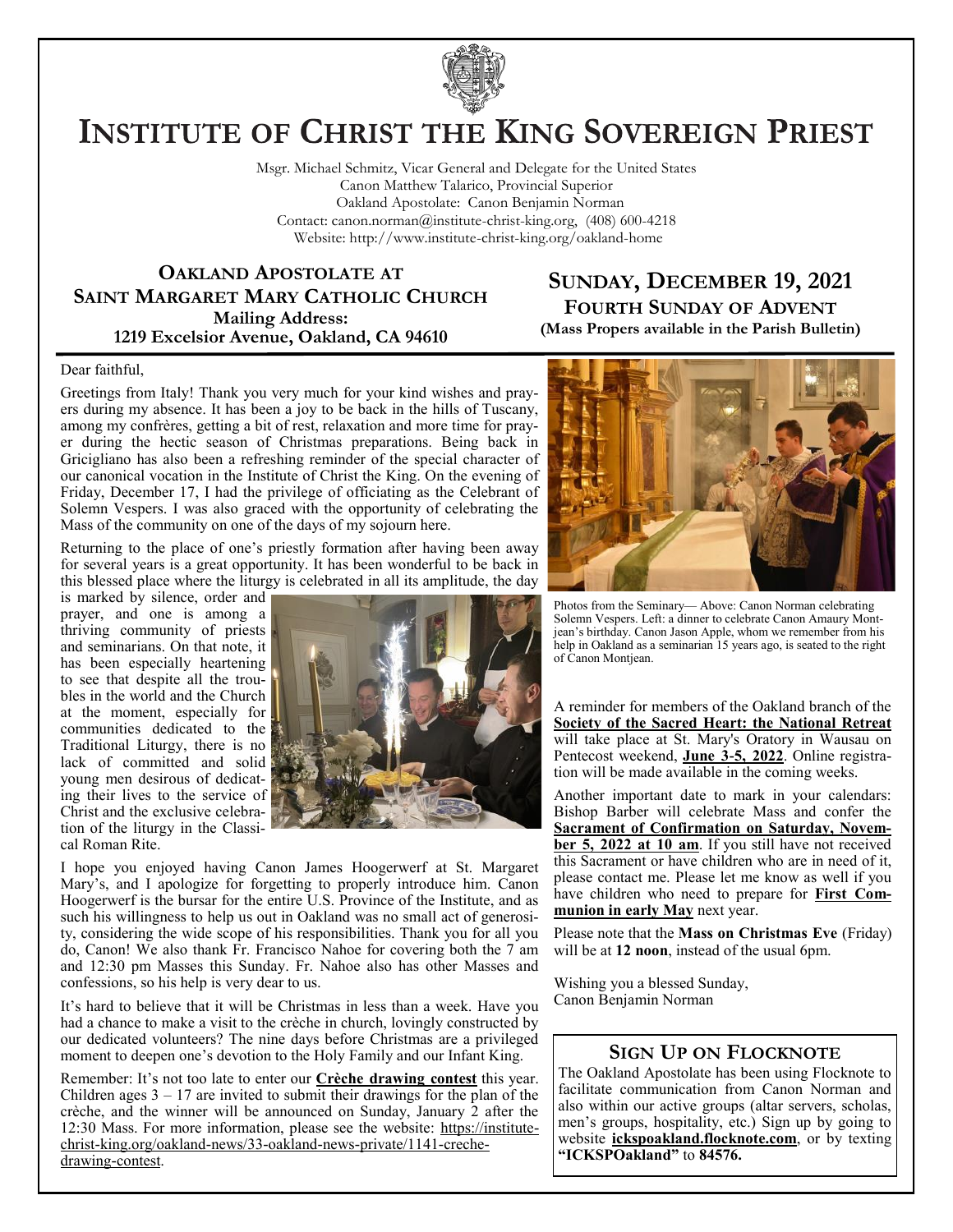# Institute of Christ the King Sovereign Priest

Msgr. Michael Schmitz, Vicar General and Delegate for the United States
Canon Matthew Talarico, Provincial Superior
Oakland Apostolate: Canon Benjamin Norman
Contact: canon.norman@institute-christ-king.org, (408) 600-4218
Website: http://www.institute-christ-king.org/oakland-home

## Oakland Apostolate at Saint Margaret Mary Catholic Church

**Mailing Address:**
**1219 Excelsior Avenue, Oakland, CA 94610**

## Sunday, December 19, 2021

### Fourth Sunday of Advent

**(Mass Propers available in the Parish Bulletin)**

Dear faithful,

Greetings from Italy! Thank you very much for your kind wishes and prayers during my absence. It has been a joy to be back in the hills of Tuscany, among my confrères, getting a bit of rest, relaxation and more time for prayer during the hectic season of Christmas preparations. Being back in Gricigliano has also been a refreshing reminder of the special character of our canonical vocation in the Institute of Christ the King. On the evening of Friday, December 17, I had the privilege of officiating as the Celebrant of Solemn Vespers. I was also graced with the opportunity of celebrating the Mass of the community on one of the days of my sojourn here.

Returning to the place of one's priestly formation after having been away for several years is a great opportunity. It has been wonderful to be back in this blessed place where the liturgy is celebrated in all its amplitude, the day is marked by silence, order and prayer, and one is among a thriving community of priests and seminarians. On that note, it has been especially heartening to see that despite all the troubles in the world and the Church at the moment, especially for communities dedicated to the Traditional Liturgy, there is no lack of committed and solid young men desirous of dedicating their lives to the service of Christ and the exclusive celebration of the liturgy in the Classical Roman Rite.

I hope you enjoyed having Canon James Hoogerwerf at St. Margaret Mary's, and I apologize for forgetting to properly introduce him. Canon Hoogerwerf is the bursar for the entire U.S. Province of the Institute, and as such his willingness to help us out in Oakland was no small act of generosity, considering the wide scope of his responsibilities. Thank you for all you do, Canon! We also thank Fr. Francisco Nahoe for covering both the 7 am and 12:30 pm Masses this Sunday. Fr. Nahoe also has other Masses and confessions, so his help is very dear to us.

It's hard to believe that it will be Christmas in less than a week. Have you had a chance to make a visit to the crèche in church, lovingly constructed by our dedicated volunteers? The nine days before Christmas are a privileged moment to deepen one's devotion to the Holy Family and our Infant King.

Remember: It's not too late to enter our **Crèche drawing contest** this year. Children ages 3 – 17 are invited to submit their drawings for the plan of the crèche, and the winner will be announced on Sunday, January 2 after the 12:30 Mass. For more information, please see the website: https://institute-christ-king.org/oakland-news/33-oakland-news-private/1141-creche-drawing-contest.

Photos from the Seminary— Above: Canon Norman celebrating Solemn Vespers. Left: a dinner to celebrate Canon Amaury Montjean's birthday. Canon Jason Apple, whom we remember from his help in Oakland as a seminarian 15 years ago, is seated to the right of Canon Montjean.

A reminder for members of the Oakland branch of the **Society of the Sacred Heart: the National Retreat** will take place at St. Mary's Oratory in Wausau on Pentecost weekend, **June 3-5, 2022**. Online registration will be made available in the coming weeks.

Another important date to mark in your calendars: Bishop Barber will celebrate Mass and confer the **Sacrament of Confirmation on Saturday, November 5, 2022 at 10 am**. If you still have not received this Sacrament or have children who are in need of it, please contact me. Please let me know as well if you have children who need to prepare for **First Communion in early May** next year.

Please note that the **Mass on Christmas Eve** (Friday) will be at **12 noon**, instead of the usual 6pm.

Wishing you a blessed Sunday,
Canon Benjamin Norman

## Sign Up on Flocknote

The Oakland Apostolate has been using Flocknote to facilitate communication from Canon Norman and also within our active groups (altar servers, scholas, men's groups, hospitality, etc.) Sign up by going to website **ickspoakland.flocknote.com**, or by texting **"ICKSPOakland"** to **84576.**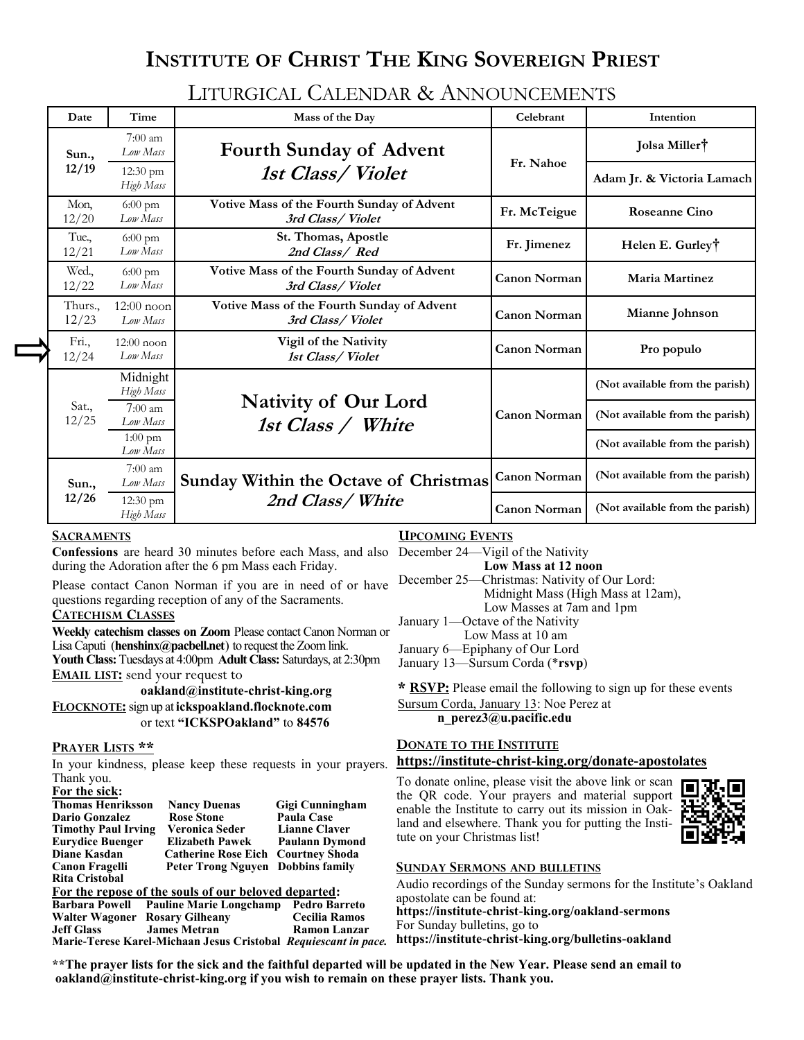# Institute of Christ The King Sovereign Priest

## Liturgical Calendar & Announcements

| Date | Time | Mass of the Day | Celebrant | Intention |
|---|---|---|---|---|
| **Sun., 12/19** | 7:00 am *Low Mass* | **Fourth Sunday of Advent** *1st Class/ Violet* | **Fr. Nahoe** | **Jolsa Miller†** |
| | 12:30 pm *High Mass* | | | **Adam Jr. & Victoria Lamach** |
| Mon, 12/20 | 6:00 pm *Low Mass* | **Votive Mass of the Fourth Sunday of Advent** *3rd Class/ Violet* | **Fr. McTeigue** | **Roseanne Cino** |
| Tue., 12/21 | 6:00 pm *Low Mass* | **St. Thomas, Apostle** *2nd Class/ Red* | **Fr. Jimenez** | **Helen E. Gurley†** |
| Wed., 12/22 | 6:00 pm *Low Mass* | **Votive Mass of the Fourth Sunday of Advent** *3rd Class/ Violet* | **Canon Norman** | **Maria Martinez** |
| Thurs., 12/23 | 12:00 noon *Low Mass* | **Votive Mass of the Fourth Sunday of Advent** *3rd Class/ Violet* | **Canon Norman** | **Mianne Johnson** |
| Fri., 12/24 | 12:00 noon *Low Mass* | **Vigil of the Nativity** *1st Class/ Violet* | **Canon Norman** | **Pro populo** |
| Sat., 12/25 | Midnight *High Mass* | **Nativity of Our Lord** *1st Class / White* | **Canon Norman** | **(Not available from the parish)** |
| | 7:00 am *Low Mass* | | | **(Not available from the parish)** |
| | 1:00 pm *Low Mass* | | | **(Not available from the parish)** |
| **Sun., 12/26** | 7:00 am *Low Mass* | **Sunday Within the Octave of Christmas** *2nd Class/ White* | **Canon Norman** | **(Not available from the parish)** |
| | 12:30 pm *High Mass* | | **Canon Norman** | **(Not available from the parish)** |

### Sacraments

**Confessions** are heard 30 minutes before each Mass, and also during the Adoration after the 6 pm Mass each Friday.

Please contact Canon Norman if you are in need of or have questions regarding reception of any of the Sacraments.

### Catechism Classes

**Weekly catechism classes on Zoom** Please contact Canon Norman or Lisa Caputi (**henshinx@pacbell.net**) to request the Zoom link.
**Youth Class:** Tuesdays at 4:00pm **Adult Class:** Saturdays, at 2:30pm

**EMAIL LIST:** send your request to
**oakland@institute-christ-king.org**

**FLOCKNOTE:** sign up at **ickspoakland.flocknote.com** or text **"ICKSPOakland"** to **84576**

### Prayer Lists **

In your kindness, please keep these requests in your prayers. Thank you.

**For the sick:**

**Thomas Henriksson, Nancy Duenas, Gigi Cunningham, Dario Gonzalez, Rose Stone, Paula Case, Timothy Paul Irving, Veronica Seder, Lianne Claver, Eurydice Buenger, Elizabeth Pawek, Paulann Dymond, Diane Kasdan, Catherine Rose Eich, Courtney Shoda, Canon Fragelli, Peter Trong Nguyen, Dobbins family, Rita Cristobal**

**For the repose of the souls of our beloved departed:**

**Barbara Powell, Pauline Marie Longchamp, Pedro Barreto, Walter Wagoner, Rosary Gilheany, Cecilia Ramos, Jeff Glass, James Metran, Ramon Lanzar, Marie-Terese Karel-Michaan Jesus Cristobal** *Requiescant in pace.*

### Upcoming Events

December 24—Vigil of the Nativity
**Low Mass at 12 noon**
December 25—Christmas: Nativity of Our Lord:
Midnight Mass (High Mass at 12am),
Low Masses at 7am and 1pm
January 1—Octave of the Nativity
Low Mass at 10 am
January 6—Epiphany of Our Lord
January 13—Sursum Corda (***rsvp**)

**\* RSVP:** Please email the following to sign up for these events
Sursum Corda, January 13: Noe Perez at
**n_perez3@u.pacific.edu**

### Donate to the Institute

**https://institute-christ-king.org/donate-apostolates**

To donate online, please visit the above link or scan the QR code. Your prayers and material support enable the Institute to carry out its mission in Oakland and elsewhere. Thank you for putting the Institute on your Christmas list!

### Sunday Sermons and Bulletins

Audio recordings of the Sunday sermons for the Institute's Oakland apostolate can be found at:
**https://institute-christ-king.org/oakland-sermons**
For Sunday bulletins, go to
**https://institute-christ-king.org/bulletins-oakland**

**\*\*The prayer lists for the sick and the faithful departed will be updated in the New Year. Please send an email to oakland@institute-christ-king.org if you wish to remain on these prayer lists. Thank you.**